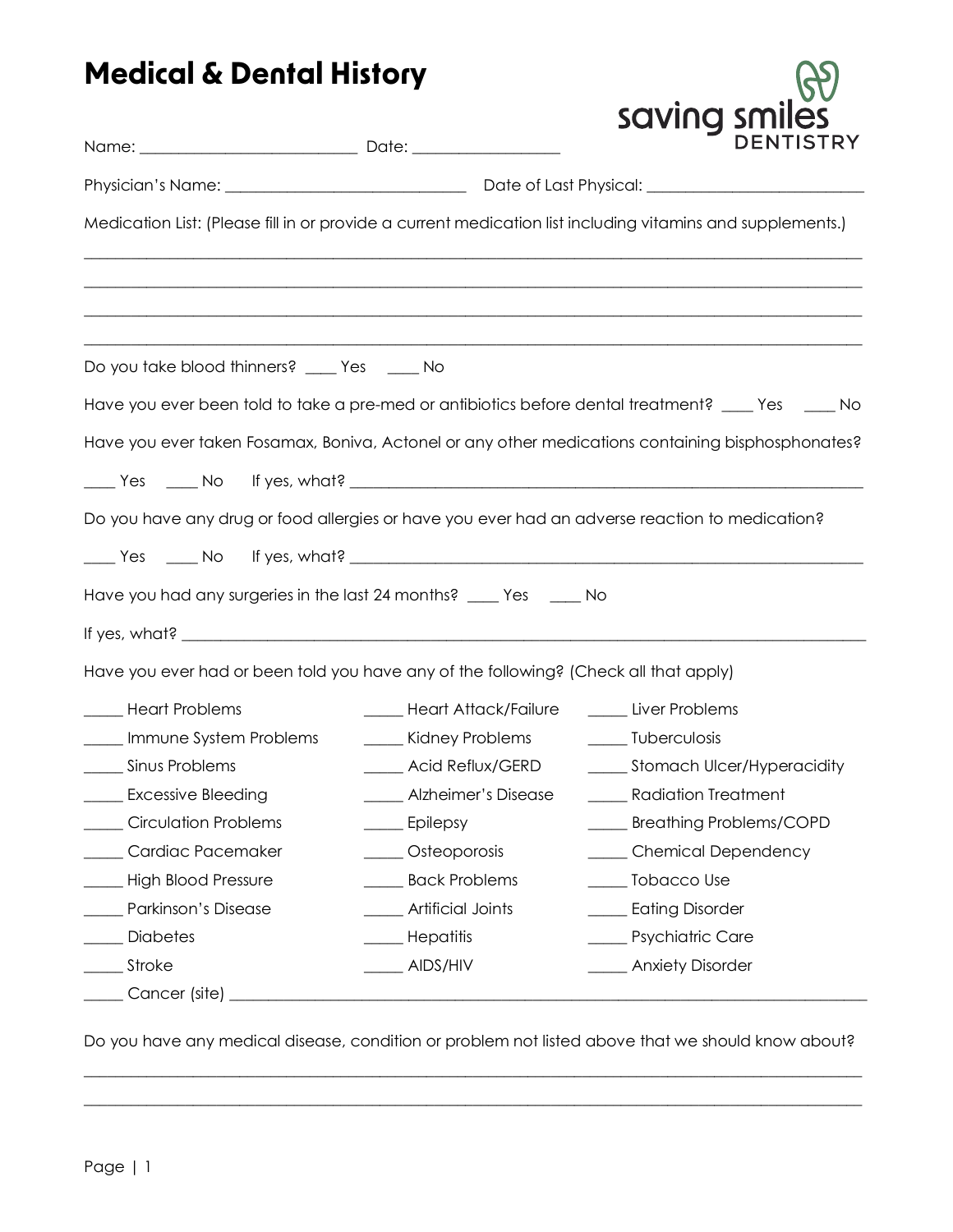# Medical & Dental History

saving smiles DENTISTRY

Name: ___________________________ Date: __________________

Physician's Name: ______________________________ Date of Last Physical: ___________________________

Medication List: (Please fill in or provide a current medication list including vitamins and supplements.)

_______________________________________________________________________________________________

_______________________________________________________________________________________________

_______________________________________________________________________________________________

_______________________________________________________________________________________________

Do you take blood thinners? ____ Yes ____ No

Have you ever been told to take a pre-med or antibiotics before dental treatment? ____ Yes ____ No

Have you ever taken Fosamax, Boniva, Actonel or any other medications containing bisphosphonates?

____ Yes ____ No If yes, what? _________________________________________________________________

Do you have any drug or food allergies or have you ever had an adverse reaction to medication?

____ Yes ____ No If yes, what? _________________________________________________________________

Have you had any surgeries in the last 24 months? ____ Yes ____ No

If yes, what? __________________________________________________________________________________

Have you ever had or been told you have any of the following? (Check all that apply)

_____ Heart Problems
_____ Immune System Problems
_____ Sinus Problems
_____ Excessive Bleeding
_____ Circulation Problems
_____ Cardiac Pacemaker
_____ High Blood Pressure
_____ Parkinson's Disease
_____ Diabetes
_____ Stroke
_____ Heart Attack/Failure
_____ Kidney Problems
_____ Acid Reflux/GERD
_____ Alzheimer's Disease
_____ Epilepsy
_____ Osteoporosis
_____ Back Problems
_____ Artificial Joints
_____ Hepatitis
_____ AIDS/HIV
_____ Liver Problems
_____ Tuberculosis
_____ Stomach Ulcer/Hyperacidity
_____ Radiation Treatment
_____ Breathing Problems/COPD
_____ Chemical Dependency
_____ Tobacco Use
_____ Eating Disorder
_____ Psychiatric Care
_____ Anxiety Disorder
_____ Cancer (site) ______________________________________________________________________________

Do you have any medical disease, condition or problem not listed above that we should know about?

_______________________________________________________________________________________________

_______________________________________________________________________________________________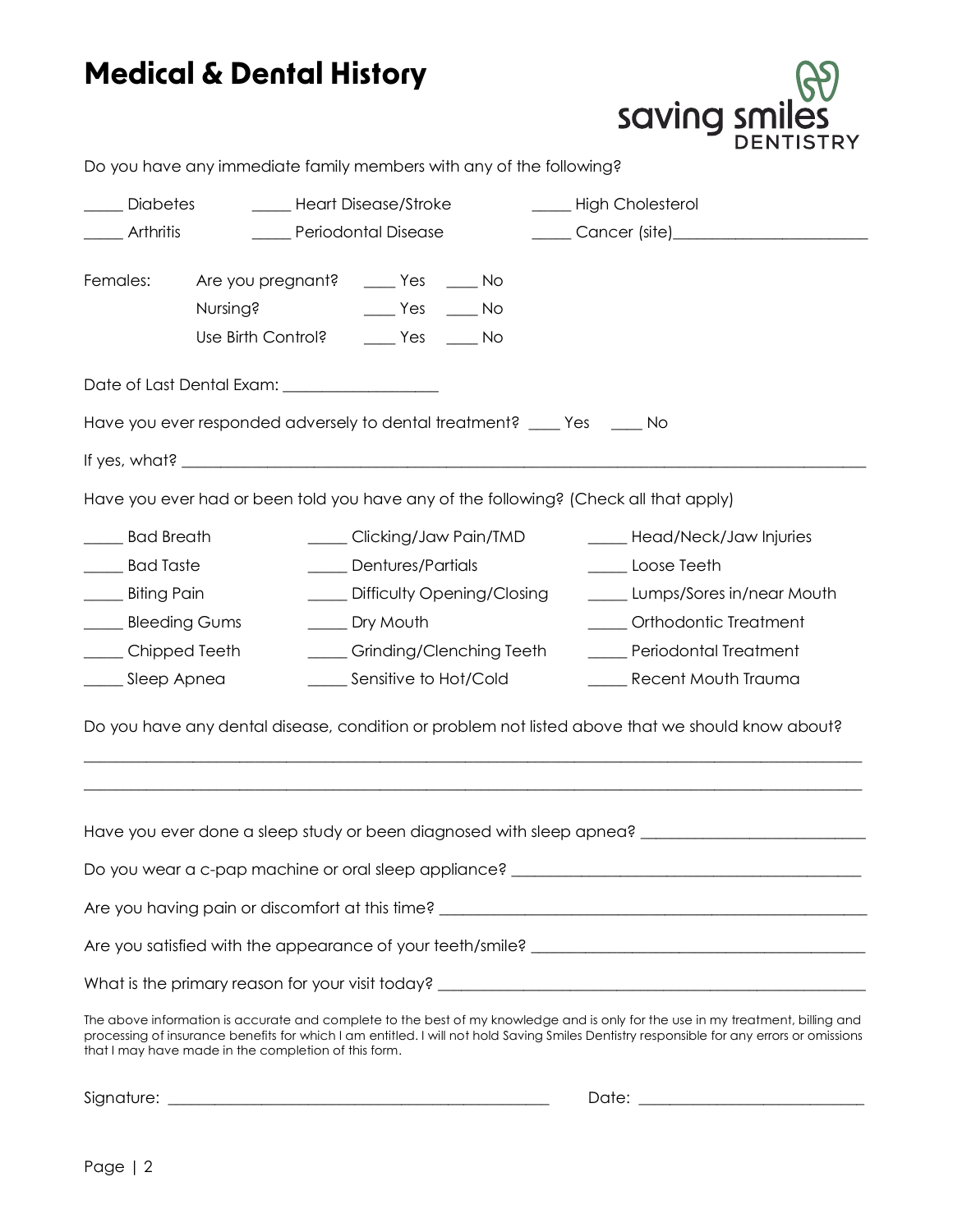# Medical & Dental History

saving smiles DENTISTRY

Do you have any immediate family members with any of the following?

_____ Diabetes _____ Heart Disease/Stroke _____ High Cholesterol

_____ Arthritis _____ Periodontal Disease _____ Cancer (site)_______________________

Females: Are you pregnant? ____ Yes ____ No

Nursing? ____ Yes ____ No

Use Birth Control? ____ Yes ____ No

Date of Last Dental Exam: ___________________

Have you ever responded adversely to dental treatment? ____ Yes ____ No

If yes, what? ______________________________________________________________________________

Have you ever had or been told you have any of the following? (Check all that apply)

_____ Bad Breath _____ Clicking/Jaw Pain/TMD _____ Head/Neck/Jaw Injuries

_____ Bad Taste _____ Dentures/Partials _____ Loose Teeth

_____ Biting Pain _____ Difficulty Opening/Closing _____ Lumps/Sores in/near Mouth

_____ Bleeding Gums _____ Dry Mouth _____ Orthodontic Treatment

_____ Chipped Teeth _____ Grinding/Clenching Teeth _____ Periodontal Treatment

_____ Sleep Apnea _____ Sensitive to Hot/Cold _____ Recent Mouth Trauma

Do you have any dental disease, condition or problem not listed above that we should know about?

__________________________________________________________________________________________

__________________________________________________________________________________________

Have you ever done a sleep study or been diagnosed with sleep apnea? ___________________________

Do you wear a c-pap machine or oral sleep appliance? ___________________________________________

Are you having pain or discomfort at this time? ____________________________________________________

Are you satisfied with the appearance of your teeth/smile? _________________________________________

What is the primary reason for your visit today? ___________________________________________________

The above information is accurate and complete to the best of my knowledge and is only for the use in my treatment, billing and processing of insurance benefits for which I am entitled. I will not hold Saving Smiles Dentistry responsible for any errors or omissions that I may have made in the completion of this form.

Signature: ______________________________________________ Date: ___________________________